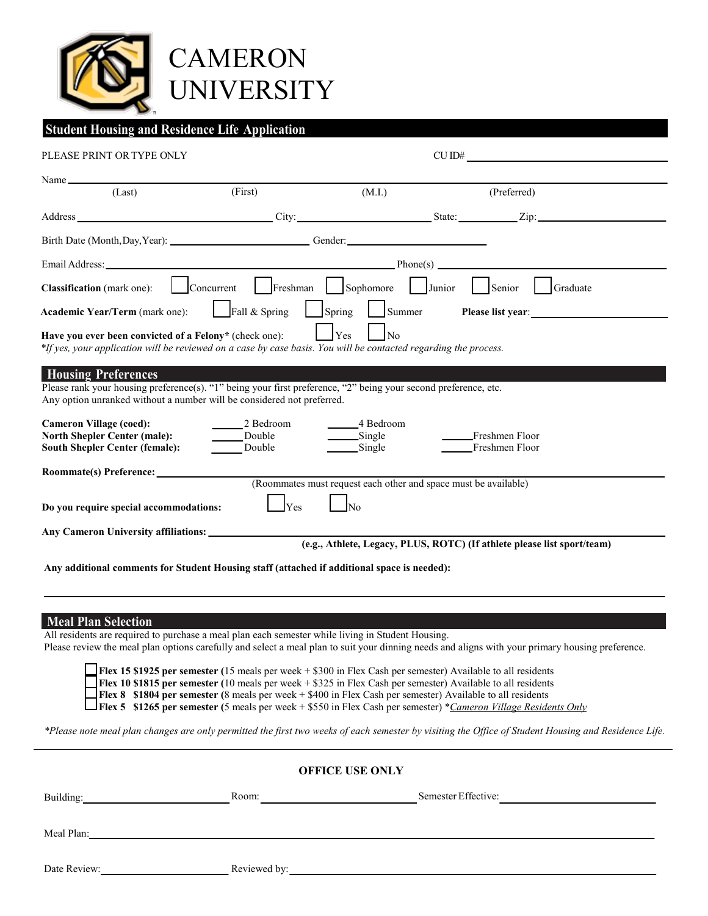# CAMERON UNIVERSITY

## Student Housing and Residence Life Application

PLEASE PRINT OR TYPE ONLY CU ID# ______________________

Name ____________________________________________________________
(Last) (First) (M.I.) (Preferred)

Address ______________________ City: ______________ State: ________ Zip: ____________

Birth Date (Month,Day,Year): ______________ Gender: ______________

Email Address: ______________________________ Phone(s) ______________________

**Classification** (mark one): ☐ Concurrent ☐ Freshman ☐ Sophomore ☐ Junior ☐ Senior ☐ Graduate

**Academic Year/Term** (mark one): ☐ Fall & Spring ☐ Spring ☐ Summer **Please list year**: ______________

**Have you ever been convicted of a Felony*** (check one): ☐ Yes ☐ No

*\*If yes, your application will be reviewed on a case by case basis. You will be contacted regarding the process.*

## Housing Preferences

Please rank your housing preference(s). "1" being your first preference, "2" being your second preference, etc.
Any option unranked without a number will be considered not preferred.

**Cameron Village (coed):** _____ 2 Bedroom _____ 4 Bedroom
**North Shepler Center (male):** _____ Double _____ Single _____ Freshmen Floor
**South Shepler Center (female):** _____ Double _____ Single _____ Freshmen Floor

**Roommate(s) Preference:** ____________________________________________
(Roommates must request each other and space must be available)

**Do you require special accommodations:** ☐ Yes ☐ No

**Any Cameron University affiliations:** ____________________________________________
**(e.g., Athlete, Legacy, PLUS, ROTC) (If athlete please list sport/team)**

**Any additional comments for Student Housing staff (attached if additional space is needed):**

______________________________________________________________________

## Meal Plan Selection

All residents are required to purchase a meal plan each semester while living in Student Housing.
Please review the meal plan options carefully and select a meal plan to suit your dinning needs and aligns with your primary housing preference.

☐ **Flex 15 $1925 per semester** (15 meals per week + $300 in Flex Cash per semester) Available to all residents
☐ **Flex 10 $1815 per semester** (10 meals per week + $325 in Flex Cash per semester) Available to all residents
☐ **Flex 8 $1804 per semester** (8 meals per week + $400 in Flex Cash per semester) Available to all residents
☐ **Flex 5 $1265 per semester** (5 meals per week + $550 in Flex Cash per semester) **\****Cameron Village Residents Only*

*\*Please note meal plan changes are only permitted the first two weeks of each semester by visiting the Office of Student Housing and Residence Life.*

---

**OFFICE USE ONLY**

Building: ______________ Room: ______________ Semester Effective: ______________

Meal Plan: ____________________________________________

Date Review: ______________ Reviewed by: ______________________________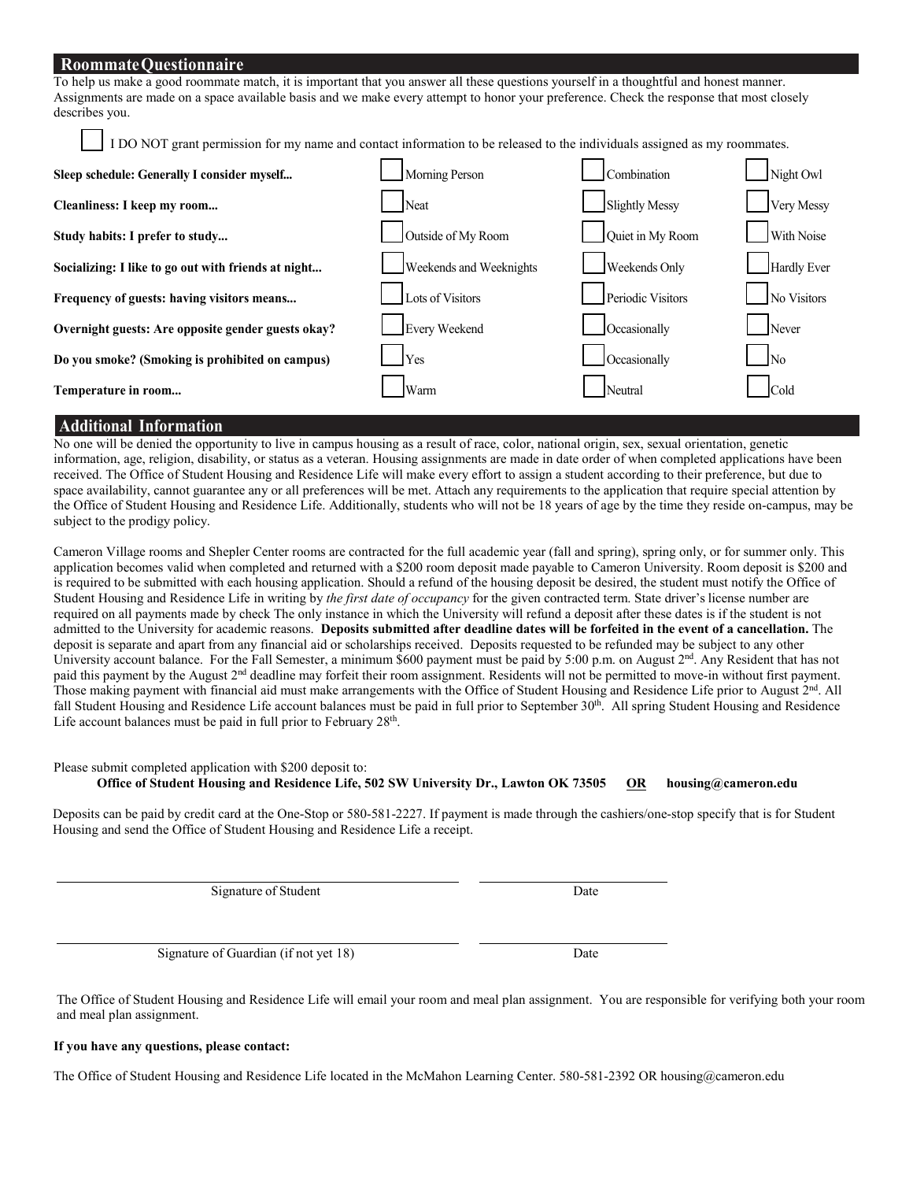## Roommate Questionnaire

To help us make a good roommate match, it is important that you answer all these questions yourself in a thoughtful and honest manner. Assignments are made on a space available basis and we make every attempt to honor your preference. Check the response that most closely describes you.

☐ I DO NOT grant permission for my name and contact information to be released to the individuals assigned as my roommates.

| | | | |
|---|---|---|---|
| **Sleep schedule: Generally I consider myself...** | ☐ Morning Person | ☐ Combination | ☐ Night Owl |
| **Cleanliness: I keep my room...** | ☐ Neat | ☐ Slightly Messy | ☐ Very Messy |
| **Study habits: I prefer to study...** | ☐ Outside of My Room | ☐ Quiet in My Room | ☐ With Noise |
| **Socializing: I like to go out with friends at night...** | ☐ Weekends and Weeknights | ☐ Weekends Only | ☐ Hardly Ever |
| **Frequency of guests: having visitors means...** | ☐ Lots of Visitors | ☐ Periodic Visitors | ☐ No Visitors |
| **Overnight guests: Are opposite gender guests okay?** | ☐ Every Weekend | ☐ Occasionally | ☐ Never |
| **Do you smoke? (Smoking is prohibited on campus)** | ☐ Yes | ☐ Occasionally | ☐ No |
| **Temperature in room...** | ☐ Warm | ☐ Neutral | ☐ Cold |

## Additional Information

No one will be denied the opportunity to live in campus housing as a result of race, color, national origin, sex, sexual orientation, genetic information, age, religion, disability, or status as a veteran. Housing assignments are made in date order of when completed applications have been received. The Office of Student Housing and Residence Life will make every effort to assign a student according to their preference, but due to space availability, cannot guarantee any or all preferences will be met. Attach any requirements to the application that require special attention by the Office of Student Housing and Residence Life. Additionally, students who will not be 18 years of age by the time they reside on-campus, may be subject to the prodigy policy.

Cameron Village rooms and Shepler Center rooms are contracted for the full academic year (fall and spring), spring only, or for summer only. This application becomes valid when completed and returned with a $200 room deposit made payable to Cameron University. Room deposit is $200 and is required to be submitted with each housing application. Should a refund of the housing deposit be desired, the student must notify the Office of Student Housing and Residence Life in writing by *the first date of occupancy* for the given contracted term. State driver's license number are required on all payments made by check The only instance in which the University will refund a deposit after these dates is if the student is not admitted to the University for academic reasons. **Deposits submitted after deadline dates will be forfeited in the event of a cancellation.** The deposit is separate and apart from any financial aid or scholarships received. Deposits requested to be refunded may be subject to any other University account balance. For the Fall Semester, a minimum $600 payment must be paid by 5:00 p.m. on August 2nd. Any Resident that has not paid this payment by the August 2nd deadline may forfeit their room assignment. Residents will not be permitted to move-in without first payment. Those making payment with financial aid must make arrangements with the Office of Student Housing and Residence Life prior to August 2nd. All fall Student Housing and Residence Life account balances must be paid in full prior to September 30th. All spring Student Housing and Residence Life account balances must be paid in full prior to February 28th.

Please submit completed application with $200 deposit to:

**Office of Student Housing and Residence Life, 502 SW University Dr., Lawton OK 73505 <u>OR</u> housing@cameron.edu**

Deposits can be paid by credit card at the One-Stop or 580-581-2227. If payment is made through the cashiers/one-stop specify that is for Student Housing and send the Office of Student Housing and Residence Life a receipt.

_______________________________ Signature of Student　　　_______________ Date

_______________________________ Signature of Guardian (if not yet 18)　　　_______________ Date

The Office of Student Housing and Residence Life will email your room and meal plan assignment. You are responsible for verifying both your room and meal plan assignment.

**If you have any questions, please contact:**

The Office of Student Housing and Residence Life located in the McMahon Learning Center. 580-581-2392 OR housing@cameron.edu